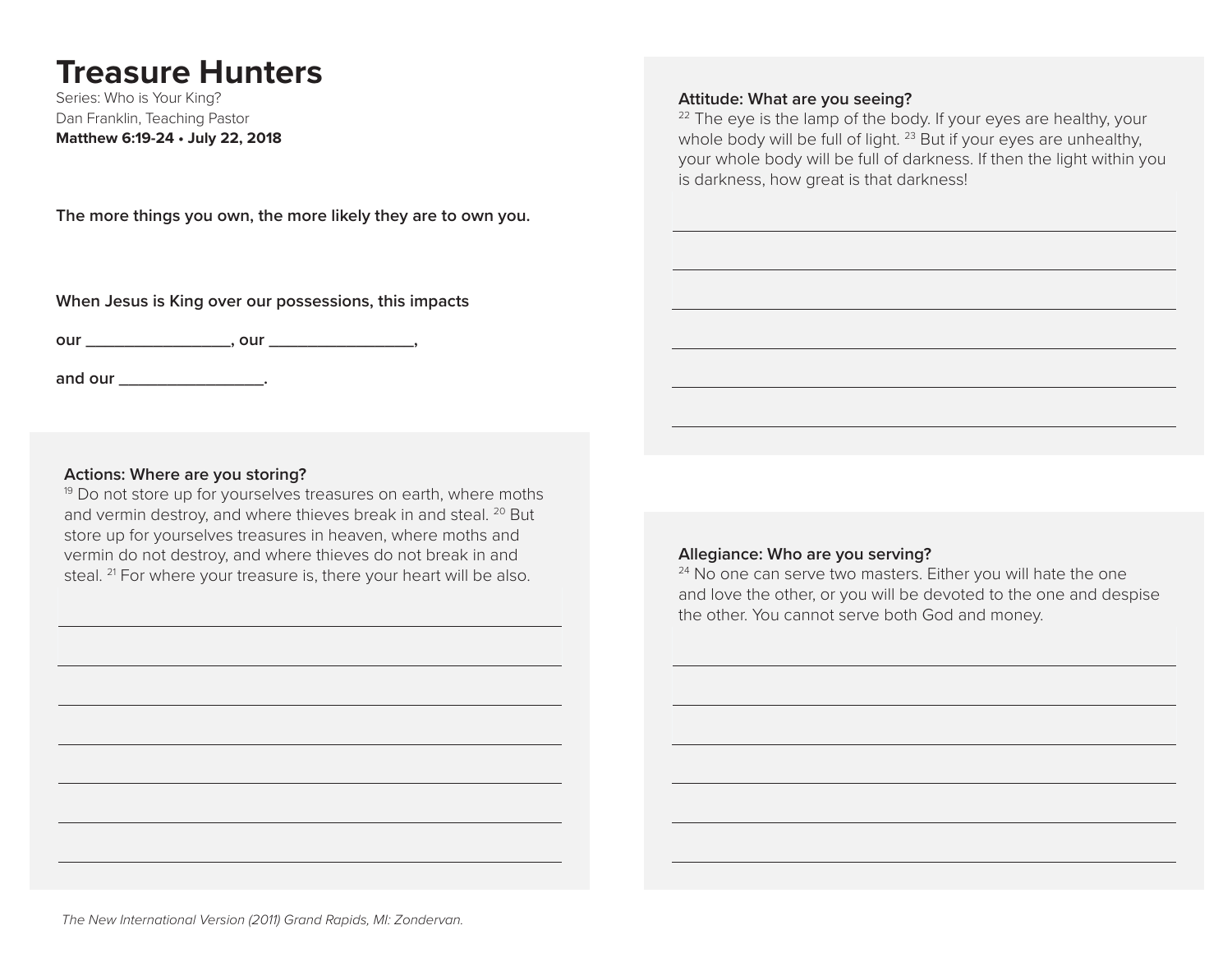# Treasure Hunters

Series: Who is Your King?
Dan Franklin, Teaching Pastor
**Matthew 6:19-24 • July 22, 2018**

**The more things you own, the more likely they are to own you.**

**When Jesus is King over our possessions, this impacts**

**our \_\_\_\_\_\_\_\_\_\_\_\_\_\_\_\_, our \_\_\_\_\_\_\_\_\_\_\_\_\_\_\_\_,**

**and our \_\_\_\_\_\_\_\_\_\_\_\_\_\_\_\_.**

**Actions: Where are you storing?**
[19] Do not store up for yourselves treasures on earth, where moths and vermin destroy, and where thieves break in and steal. [20] But store up for yourselves treasures in heaven, where moths and vermin do not destroy, and where thieves do not break in and steal. [21] For where your treasure is, there your heart will be also.

\_\_\_\_\_\_\_\_\_\_\_\_\_\_\_\_\_\_\_\_\_\_\_\_\_\_\_\_\_\_\_\_\_\_\_\_\_\_\_\_\_\_\_\_\_\_\_\_

\_\_\_\_\_\_\_\_\_\_\_\_\_\_\_\_\_\_\_\_\_\_\_\_\_\_\_\_\_\_\_\_\_\_\_\_\_\_\_\_\_\_\_\_\_\_\_\_

\_\_\_\_\_\_\_\_\_\_\_\_\_\_\_\_\_\_\_\_\_\_\_\_\_\_\_\_\_\_\_\_\_\_\_\_\_\_\_\_\_\_\_\_\_\_\_\_

\_\_\_\_\_\_\_\_\_\_\_\_\_\_\_\_\_\_\_\_\_\_\_\_\_\_\_\_\_\_\_\_\_\_\_\_\_\_\_\_\_\_\_\_\_\_\_\_

\_\_\_\_\_\_\_\_\_\_\_\_\_\_\_\_\_\_\_\_\_\_\_\_\_\_\_\_\_\_\_\_\_\_\_\_\_\_\_\_\_\_\_\_\_\_\_\_

\_\_\_\_\_\_\_\_\_\_\_\_\_\_\_\_\_\_\_\_\_\_\_\_\_\_\_\_\_\_\_\_\_\_\_\_\_\_\_\_\_\_\_\_\_\_\_\_

\_\_\_\_\_\_\_\_\_\_\_\_\_\_\_\_\_\_\_\_\_\_\_\_\_\_\_\_\_\_\_\_\_\_\_\_\_\_\_\_\_\_\_\_\_\_\_\_

**Attitude: What are you seeing?**
[22] The eye is the lamp of the body. If your eyes are healthy, your whole body will be full of light. [23] But if your eyes are unhealthy, your whole body will be full of darkness. If then the light within you is darkness, how great is that darkness!

\_\_\_\_\_\_\_\_\_\_\_\_\_\_\_\_\_\_\_\_\_\_\_\_\_\_\_\_\_\_\_\_\_\_\_\_\_\_\_\_\_\_\_\_\_\_\_\_

\_\_\_\_\_\_\_\_\_\_\_\_\_\_\_\_\_\_\_\_\_\_\_\_\_\_\_\_\_\_\_\_\_\_\_\_\_\_\_\_\_\_\_\_\_\_\_\_

\_\_\_\_\_\_\_\_\_\_\_\_\_\_\_\_\_\_\_\_\_\_\_\_\_\_\_\_\_\_\_\_\_\_\_\_\_\_\_\_\_\_\_\_\_\_\_\_

\_\_\_\_\_\_\_\_\_\_\_\_\_\_\_\_\_\_\_\_\_\_\_\_\_\_\_\_\_\_\_\_\_\_\_\_\_\_\_\_\_\_\_\_\_\_\_\_

\_\_\_\_\_\_\_\_\_\_\_\_\_\_\_\_\_\_\_\_\_\_\_\_\_\_\_\_\_\_\_\_\_\_\_\_\_\_\_\_\_\_\_\_\_\_\_\_

\_\_\_\_\_\_\_\_\_\_\_\_\_\_\_\_\_\_\_\_\_\_\_\_\_\_\_\_\_\_\_\_\_\_\_\_\_\_\_\_\_\_\_\_\_\_\_\_

**Allegiance: Who are you serving?**
[24] No one can serve two masters. Either you will hate the one and love the other, or you will be devoted to the one and despise the other. You cannot serve both God and money.

\_\_\_\_\_\_\_\_\_\_\_\_\_\_\_\_\_\_\_\_\_\_\_\_\_\_\_\_\_\_\_\_\_\_\_\_\_\_\_\_\_\_\_\_\_\_\_\_

\_\_\_\_\_\_\_\_\_\_\_\_\_\_\_\_\_\_\_\_\_\_\_\_\_\_\_\_\_\_\_\_\_\_\_\_\_\_\_\_\_\_\_\_\_\_\_\_

\_\_\_\_\_\_\_\_\_\_\_\_\_\_\_\_\_\_\_\_\_\_\_\_\_\_\_\_\_\_\_\_\_\_\_\_\_\_\_\_\_\_\_\_\_\_\_\_

\_\_\_\_\_\_\_\_\_\_\_\_\_\_\_\_\_\_\_\_\_\_\_\_\_\_\_\_\_\_\_\_\_\_\_\_\_\_\_\_\_\_\_\_\_\_\_\_

\_\_\_\_\_\_\_\_\_\_\_\_\_\_\_\_\_\_\_\_\_\_\_\_\_\_\_\_\_\_\_\_\_\_\_\_\_\_\_\_\_\_\_\_\_\_\_\_

\_\_\_\_\_\_\_\_\_\_\_\_\_\_\_\_\_\_\_\_\_\_\_\_\_\_\_\_\_\_\_\_\_\_\_\_\_\_\_\_\_\_\_\_\_\_\_\_

*The New International Version (2011) Grand Rapids, MI: Zondervan.*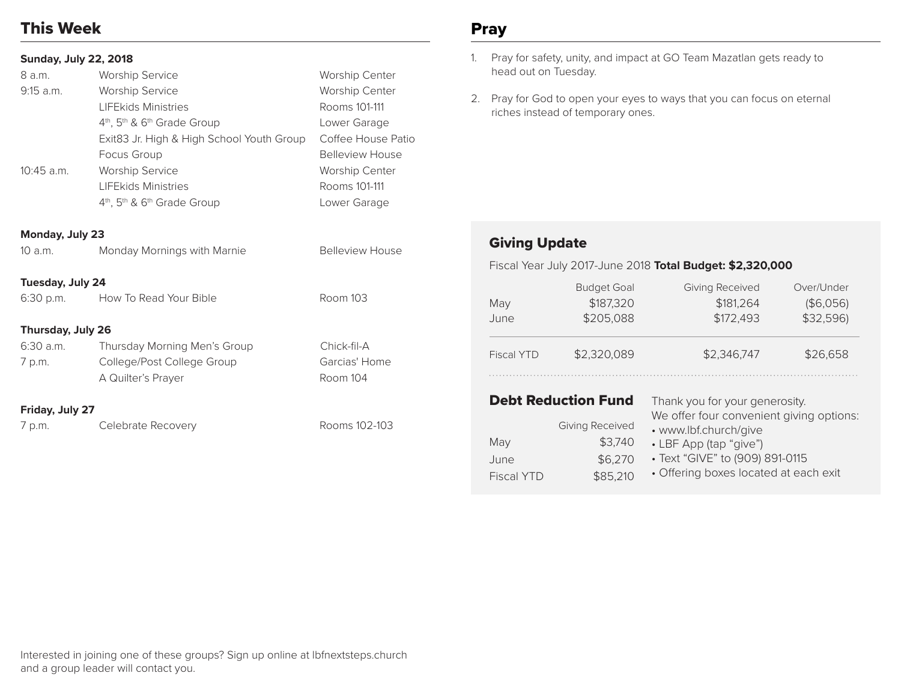## This Week

| | | |
|---|---|---|
| **Sunday, July 22, 2018** | | |
| 8 a.m. | Worship Service | Worship Center |
| 9:15 a.m. | Worship Service | Worship Center |
| | LIFEkids Ministries | Rooms 101-111 |
| | 4th, 5th & 6th Grade Group | Lower Garage |
| | Exit83 Jr. High & High School Youth Group | Coffee House Patio |
| | Focus Group | Belleview House |
| 10:45 a.m. | Worship Service | Worship Center |
| | LIFEkids Ministries | Rooms 101-111 |
| | 4th, 5th & 6th Grade Group | Lower Garage |
| **Monday, July 23** | | |
| 10 a.m. | Monday Mornings with Marnie | Belleview House |
| **Tuesday, July 24** | | |
| 6:30 p.m. | How To Read Your Bible | Room 103 |
| **Thursday, July 26** | | |
| 6:30 a.m. | Thursday Morning Men's Group | Chick-fil-A |
| 7 p.m. | College/Post College Group | Garcias' Home |
| | A Quilter's Prayer | Room 104 |
| **Friday, July 27** | | |
| 7 p.m. | Celebrate Recovery | Rooms 102-103 |

Interested in joining one of these groups? Sign up online at lbfnextsteps.church and a group leader will contact you.

## Pray

1. Pray for safety, unity, and impact at GO Team Mazatlan gets ready to head out on Tuesday.
2. Pray for God to open your eyes to ways that you can focus on eternal riches instead of temporary ones.

### Giving Update

Fiscal Year July 2017-June 2018 **Total Budget: $2,320,000**

| | Budget Goal | Giving Received | Over/Under |
|---|---|---|---|
| May | $187,320 | $181,264 | ($6,056) |
| June | $205,088 | $172,493 | $32,596) |
| Fiscal YTD | $2,320,089 | $2,346,747 | $26,658 |

### Debt Reduction Fund

| | Giving Received |
|---|---|
| May | $3,740 |
| June | $6,270 |
| Fiscal YTD | $85,210 |

Thank you for your generosity.
We offer four convenient giving options:

- www.lbf.church/give
- LBF App (tap "give")
- Text "GIVE" to (909) 891-0115
- Offering boxes located at each exit